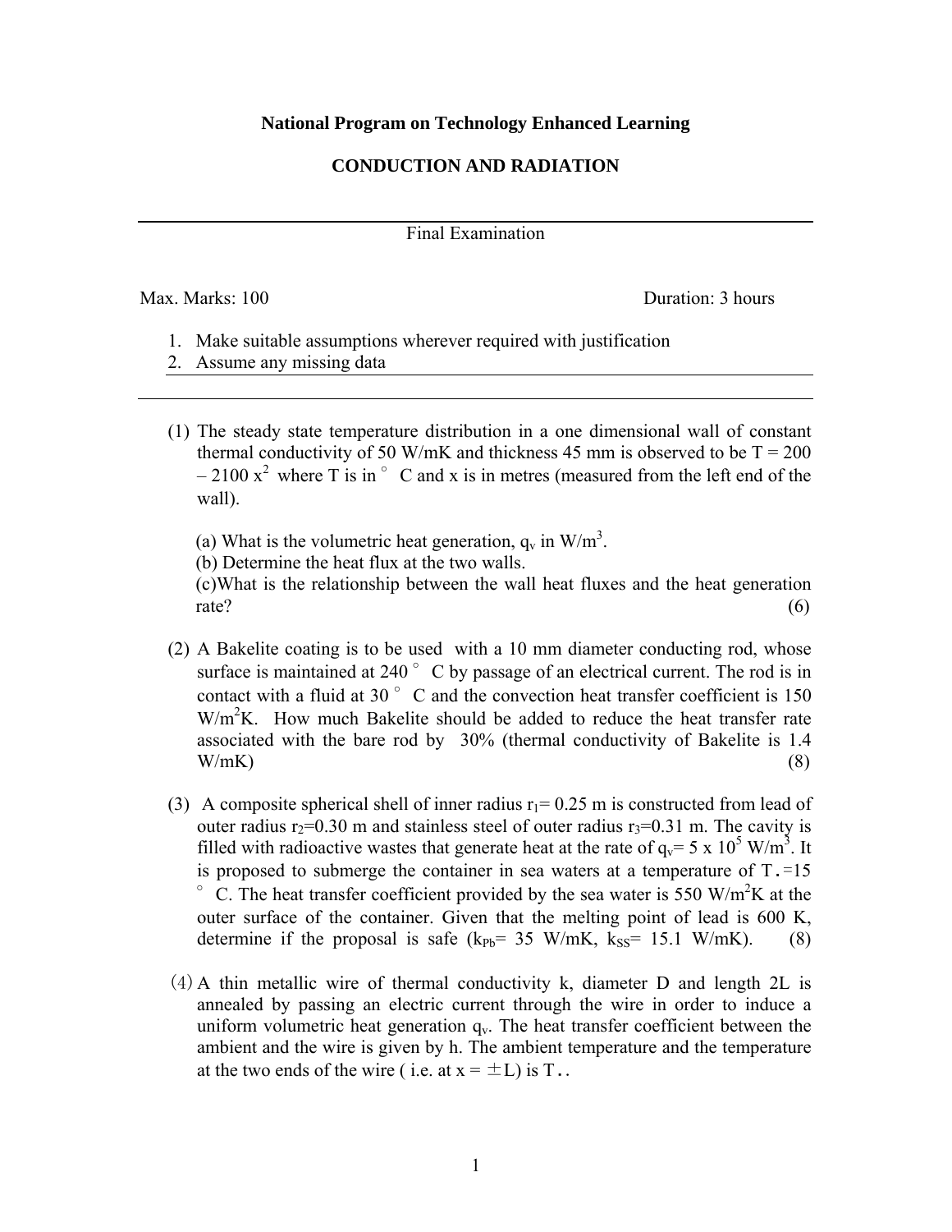**National Program on Technology Enhanced Learning**

**CONDUCTION AND RADIATION**

---

Final Examination

Max. Marks: 100 Duration: 3 hours

1. Make suitable assumptions wherever required with justification
2. Assume any missing data

---

(1) The steady state temperature distribution in a one dimensional wall of constant thermal conductivity of 50 W/mK and thickness 45 mm is observed to be $T = 200 - 2100\, x^2$ where T is in °C and x is in metres (measured from the left end of the wall).

(a) What is the volumetric heat generation, $q_v$ in W/m$^3$.
(b) Determine the heat flux at the two walls.
(c)What is the relationship between the wall heat fluxes and the heat generation rate? (6)

(2) A Bakelite coating is to be used with a 10 mm diameter conducting rod, whose surface is maintained at 240 °C by passage of an electrical current. The rod is in contact with a fluid at 30 °C and the convection heat transfer coefficient is 150 W/m$^2$K. How much Bakelite should be added to reduce the heat transfer rate associated with the bare rod by 30% (thermal conductivity of Bakelite is 1.4 W/mK) (8)

(3) A composite spherical shell of inner radius $r_1$= 0.25 m is constructed from lead of outer radius $r_2$=0.30 m and stainless steel of outer radius $r_3$=0.31 m. The cavity is filled with radioactive wastes that generate heat at the rate of $q_v$= 5 x 10$^5$ W/m$^3$. It is proposed to submerge the container in sea waters at a temperature of $T_\infty$=15 °C. The heat transfer coefficient provided by the sea water is 550 W/m$^2$K at the outer surface of the container. Given that the melting point of lead is 600 K, determine if the proposal is safe ($k_{Pb}$= 35 W/mK, $k_{SS}$= 15.1 W/mK). (8)

(4) A thin metallic wire of thermal conductivity k, diameter D and length 2L is annealed by passing an electric current through the wire in order to induce a uniform volumetric heat generation $q_v$. The heat transfer coefficient between the ambient and the wire is given by h. The ambient temperature and the temperature at the two ends of the wire ( i.e. at $x = \pm L$) is $T_\infty$.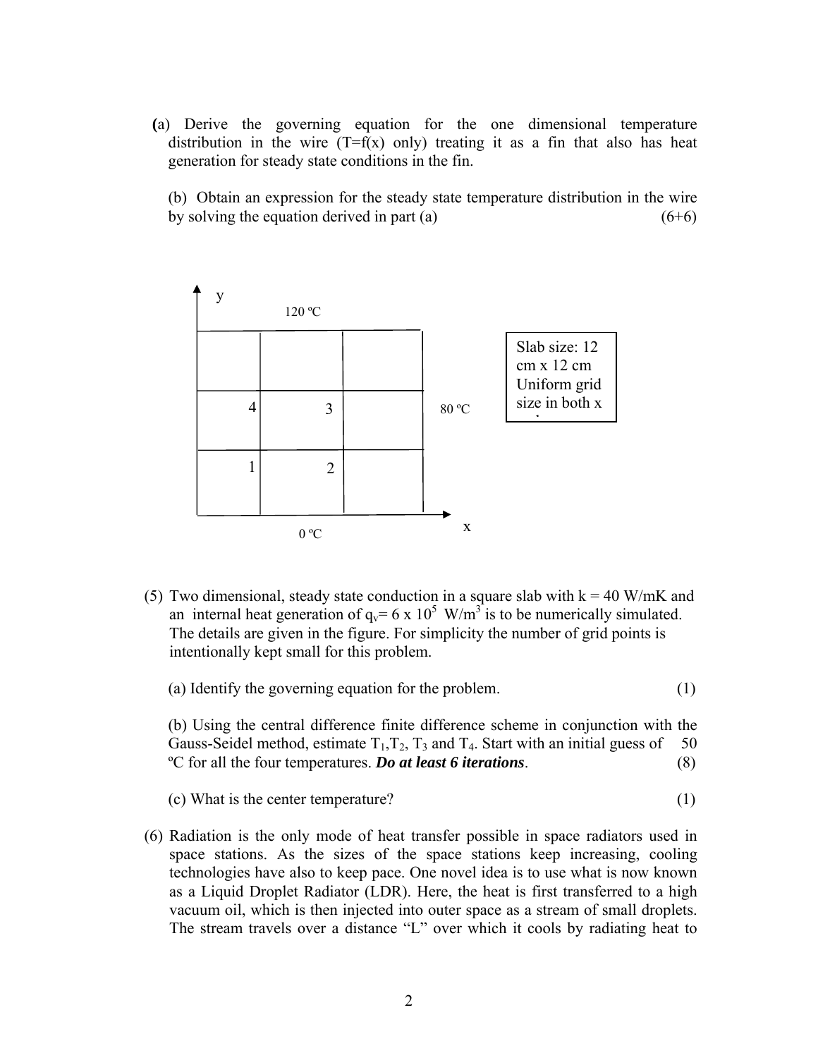(a) Derive the governing equation for the one dimensional temperature distribution in the wire (T=f(x) only) treating it as a fin that also has heat generation for steady state conditions in the fin.

(b) Obtain an expression for the steady state temperature distribution in the wire by solving the equation derived in part (a) (6+6)

y

120 ºC

4 3

1 2

80 ºC

0 ºC

x

Slab size: 12 cm x 12 cm Uniform grid size in both x

(5) Two dimensional, steady state conduction in a square slab with k = 40 W/mK and an internal heat generation of $q_v$= 6 x $10^5$ W/$m^3$ is to be numerically simulated. The details are given in the figure. For simplicity the number of grid points is intentionally kept small for this problem.

(a) Identify the governing equation for the problem. (1)

(b) Using the central difference finite difference scheme in conjunction with the Gauss-Seidel method, estimate $T_1$,$T_2$, $T_3$ and $T_4$. Start with an initial guess of 50 ºC for all the four temperatures. ***Do at least 6 iterations***. (8)

(c) What is the center temperature? (1)

(6) Radiation is the only mode of heat transfer possible in space radiators used in space stations. As the sizes of the space stations keep increasing, cooling technologies have also to keep pace. One novel idea is to use what is now known as a Liquid Droplet Radiator (LDR). Here, the heat is first transferred to a high vacuum oil, which is then injected into outer space as a stream of small droplets. The stream travels over a distance "L" over which it cools by radiating heat to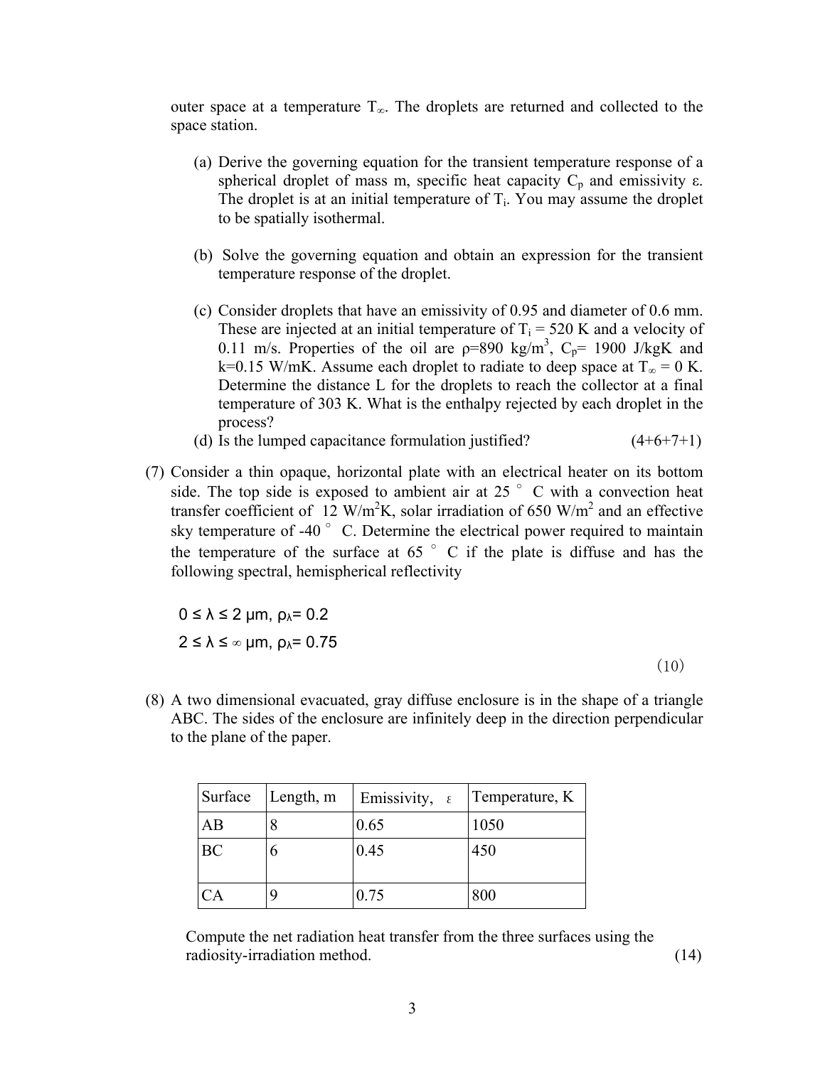outer space at a temperature $T_\infty$. The droplets are returned and collected to the space station.

(a) Derive the governing equation for the transient temperature response of a spherical droplet of mass m, specific heat capacity $C_p$ and emissivity ε. The droplet is at an initial temperature of $T_i$. You may assume the droplet to be spatially isothermal.

(b) Solve the governing equation and obtain an expression for the transient temperature response of the droplet.

(c) Consider droplets that have an emissivity of 0.95 and diameter of 0.6 mm. These are injected at an initial temperature of $T_i$ = 520 K and a velocity of 0.11 m/s. Properties of the oil are ρ=890 kg/m$^3$, $C_p$= 1900 J/kgK and k=0.15 W/mK. Assume each droplet to radiate to deep space at $T_\infty$ = 0 K. Determine the distance L for the droplets to reach the collector at a final temperature of 303 K. What is the enthalpy rejected by each droplet in the process?

(d) Is the lumped capacitance formulation justified? (4+6+7+1)

(7) Consider a thin opaque, horizontal plate with an electrical heater on its bottom side. The top side is exposed to ambient air at 25 °C with a convection heat transfer coefficient of 12 W/m$^2$K, solar irradiation of 650 W/m$^2$ and an effective sky temperature of -40 °C. Determine the electrical power required to maintain the temperature of the surface at 65 °C if the plate is diffuse and has the following spectral, hemispherical reflectivity

$0 \leq \lambda \leq 2$ μm, $\rho_\lambda$= 0.2

$2 \leq \lambda \leq \infty$ μm, $\rho_\lambda$= 0.75

(10)

(8) A two dimensional evacuated, gray diffuse enclosure is in the shape of a triangle ABC. The sides of the enclosure are infinitely deep in the direction perpendicular to the plane of the paper.

| Surface | Length, m | Emissivity, ε | Temperature, K |
| --- | --- | --- | --- |
| AB | 8 | 0.65 | 1050 |
| BC | 6 | 0.45 | 450 |
| CA | 9 | 0.75 | 800 |

Compute the net radiation heat transfer from the three surfaces using the radiosity-irradiation method. (14)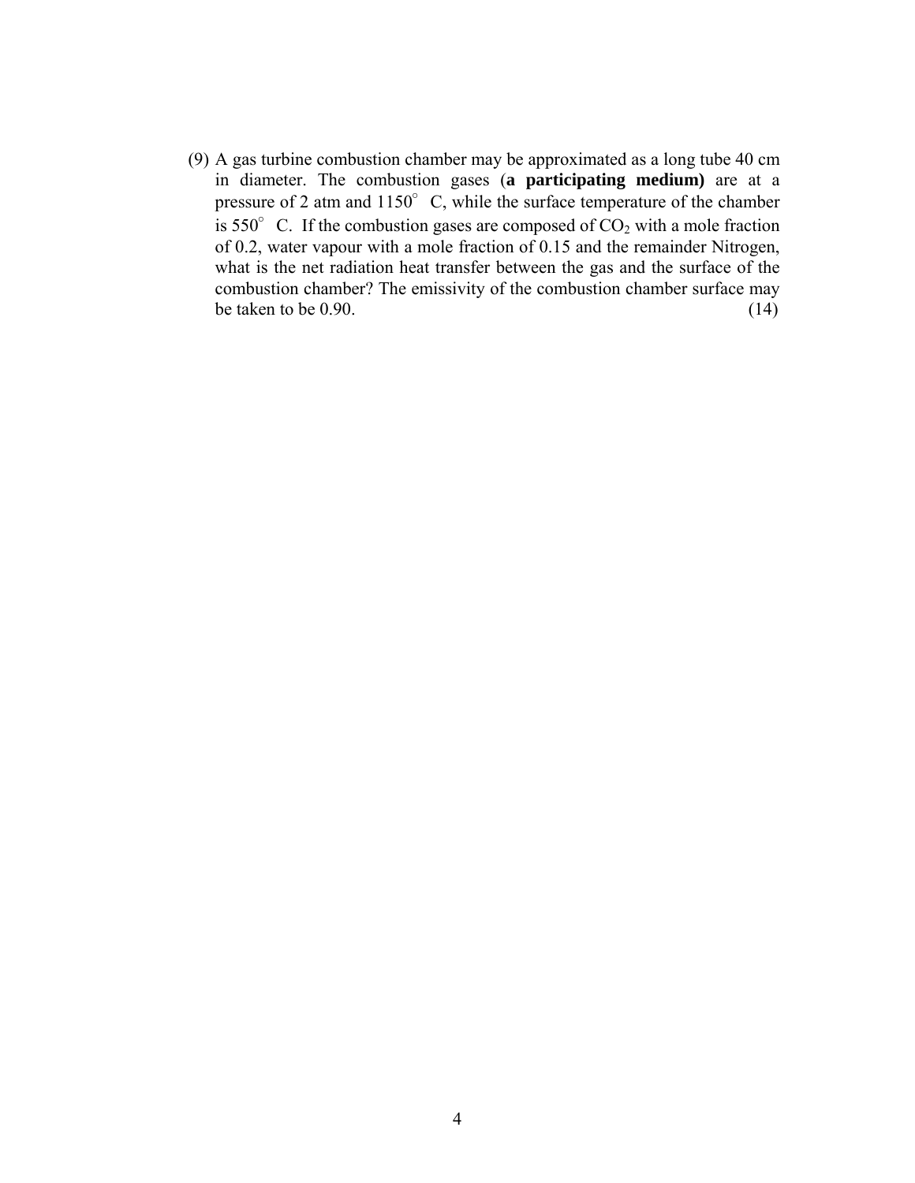(9) A gas turbine combustion chamber may be approximated as a long tube 40 cm in diameter. The combustion gases (**a participating medium)** are at a pressure of 2 atm and 1150° C, while the surface temperature of the chamber is 550° C. If the combustion gases are composed of $CO_2$ with a mole fraction of 0.2, water vapour with a mole fraction of 0.15 and the remainder Nitrogen, what is the net radiation heat transfer between the gas and the surface of the combustion chamber? The emissivity of the combustion chamber surface may be taken to be 0.90. (14)